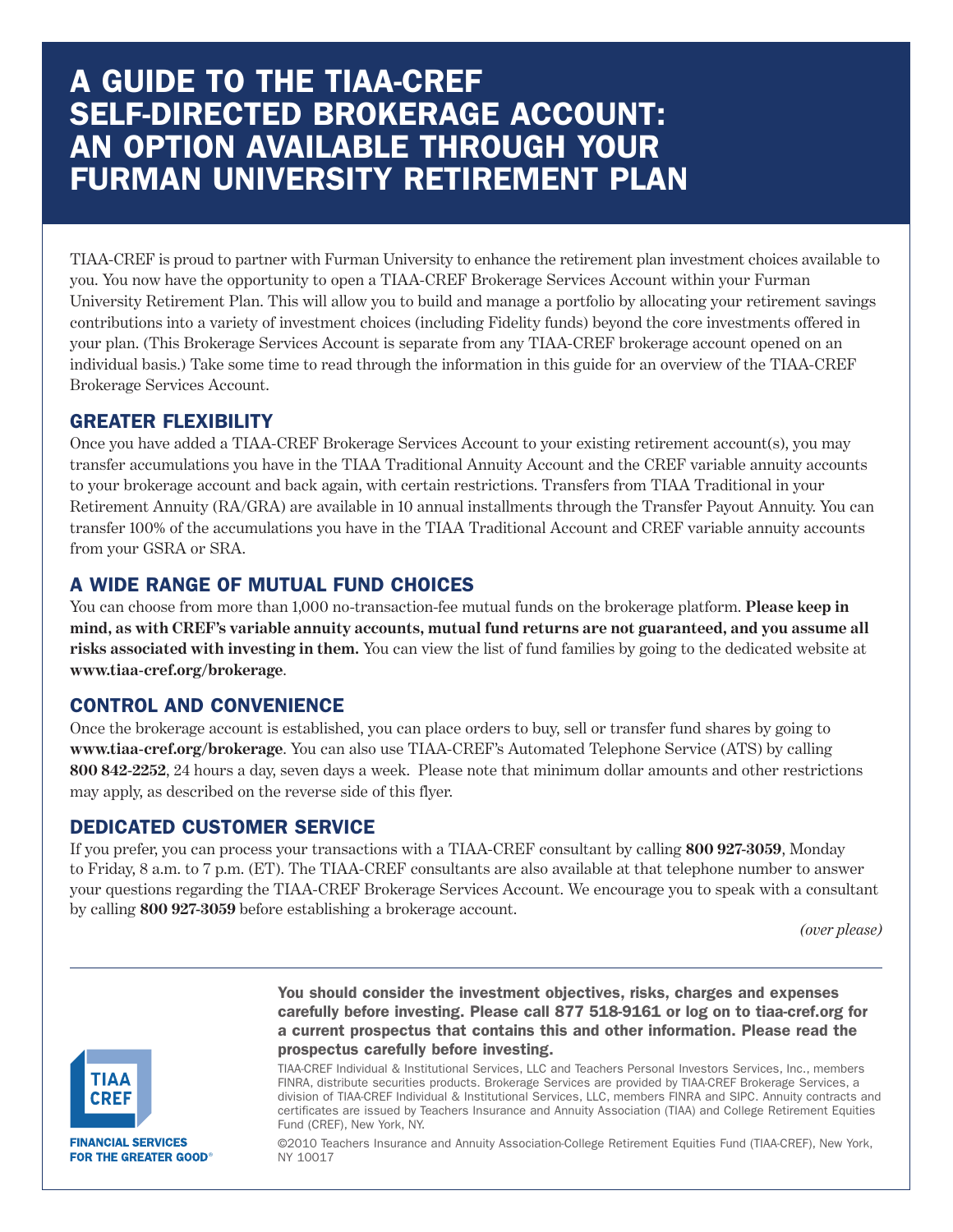# A GUIDE TO THE TIAA-CREF SELF-DIRECTED BROKERAGE ACCOUNT: AN OPTION AVAILABLE THROUGH YOUR FURMAN UNIVERSITY RETIREMENT PLAN

TIAA-CREF is proud to partner with Furman University to enhance the retirement plan investment choices available to you. You now have the opportunity to open a TIAA-CREF Brokerage Services Account within your Furman University Retirement Plan. This will allow you to build and manage a portfolio by allocating your retirement savings contributions into a variety of investment choices (including Fidelity funds) beyond the core investments offered in your plan. (This Brokerage Services Account is separate from any TIAA-CREF brokerage account opened on an individual basis.) Take some time to read through the information in this guide for an overview of the TIAA-CREF Brokerage Services Account.

## GREATER FLEXIBILITY

Once you have added a TIAA-CREF Brokerage Services Account to your existing retirement account(s), you may transfer accumulations you have in the TIAA Traditional Annuity Account and the CREF variable annuity accounts to your brokerage account and back again, with certain restrictions. Transfers from TIAA Traditional in your Retirement Annuity (RA/GRA) are available in 10 annual installments through the Transfer Payout Annuity. You can transfer 100% of the accumulations you have in the TIAA Traditional Account and CREF variable annuity accounts from your GSRA or SRA.

## A WIDE RANGE OF MUTUAL FUND CHOICES

You can choose from more than 1,000 no-transaction-fee mutual funds on the brokerage platform. **Please keep in mind, as with CREF's variable annuity accounts, mutual fund returns are not guaranteed, and you assume all risks associated with investing in them.** You can view the list of fund families by going to the dedicated website at **www.tiaa-cref.org/brokerage**.

## CONTROL AND CONVENIENCE

Once the brokerage account is established, you can place orders to buy, sell or transfer fund shares by going to **www.tiaa-cref.org/brokerage**. You can also use TIAA-CREF's Automated Telephone Service (ATS) by calling **800 842-2252**, 24 hours a day, seven days a week. Please note that minimum dollar amounts and other restrictions may apply, as described on the reverse side of this flyer.

## DEDICATED CUSTOMER SERVICE

If you prefer, you can process your transactions with a TIAA-CREF consultant by calling **800 927-3059**, Monday to Friday, 8 a.m. to 7 p.m. (ET). The TIAA-CREF consultants are also available at that telephone number to answer your questions regarding the TIAA-CREF Brokerage Services Account. We encourage you to speak with a consultant by calling **800 927-3059** before establishing a brokerage account.

*(over please)*

---

**You should consider the investment objectives, risks, charges and expenses carefully before investing. Please call 877 518-9161 or log on to tiaa-cref.org for a current prospectus that contains this and other information. Please read the prospectus carefully before investing.**

TIAA-CREF Individual & Institutional Services, LLC and Teachers Personal Investors Services, Inc., members FINRA, distribute securities products. Brokerage Services are provided by TIAA-CREF Brokerage Services, a division of TIAA-CREF Individual & Institutional Services, LLC, members FINRA and SIPC. Annuity contracts and certificates are issued by Teachers Insurance and Annuity Association (TIAA) and College Retirement Equities Fund (CREF), New York, NY.

©2010 Teachers Insurance and Annuity Association-College Retirement Equities Fund (TIAA-CREF), New York, NY 10017

TIAA CREF

FINANCIAL SERVICES FOR THE GREATER GOOD®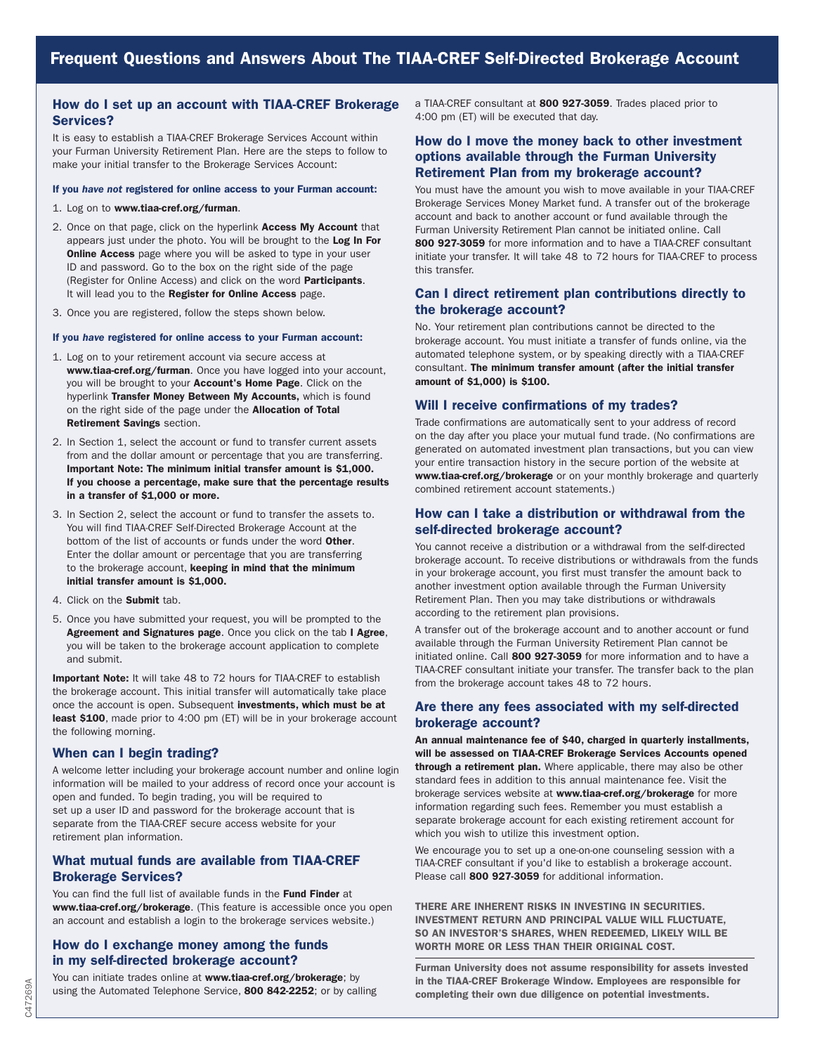# Frequent Questions and Answers About The TIAA-CREF Self-Directed Brokerage Account

## How do I set up an account with TIAA-CREF Brokerage Services?

It is easy to establish a TIAA-CREF Brokerage Services Account within your Furman University Retirement Plan. Here are the steps to follow to make your initial transfer to the Brokerage Services Account:

**If you *have not* registered for online access to your Furman account:**

1. Log on to **www.tiaa-cref.org/furman**.
2. Once on that page, click on the hyperlink **Access My Account** that appears just under the photo. You will be brought to the **Log In For Online Access** page where you will be asked to type in your user ID and password. Go to the box on the right side of the page (Register for Online Access) and click on the word **Participants**. It will lead you to the **Register for Online Access** page.
3. Once you are registered, follow the steps shown below.

**If you *have* registered for online access to your Furman account:**

1. Log on to your retirement account via secure access at **www.tiaa-cref.org/furman**. Once you have logged into your account, you will be brought to your **Account's Home Page**. Click on the hyperlink **Transfer Money Between My Accounts,** which is found on the right side of the page under the **Allocation of Total Retirement Savings** section.
2. In Section 1, select the account or fund to transfer current assets from and the dollar amount or percentage that you are transferring. **Important Note: The minimum initial transfer amount is $1,000. If you choose a percentage, make sure that the percentage results in a transfer of $1,000 or more.**
3. In Section 2, select the account or fund to transfer the assets to. You will find TIAA-CREF Self-Directed Brokerage Account at the bottom of the list of accounts or funds under the word **Other**. Enter the dollar amount or percentage that you are transferring to the brokerage account, **keeping in mind that the minimum initial transfer amount is $1,000.**
4. Click on the **Submit** tab.
5. Once you have submitted your request, you will be prompted to the **Agreement and Signatures page**. Once you click on the tab **I Agree**, you will be taken to the brokerage account application to complete and submit.

**Important Note:** It will take 48 to 72 hours for TIAA-CREF to establish the brokerage account. This initial transfer will automatically take place once the account is open. Subsequent **investments, which must be at least $100**, made prior to 4:00 pm (ET) will be in your brokerage account the following morning.

## When can I begin trading?

A welcome letter including your brokerage account number and online login information will be mailed to your address of record once your account is open and funded. To begin trading, you will be required to set up a user ID and password for the brokerage account that is separate from the TIAA-CREF secure access website for your retirement plan information.

## What mutual funds are available from TIAA-CREF Brokerage Services?

You can find the full list of available funds in the **Fund Finder** at **www.tiaa-cref.org/brokerage**. (This feature is accessible once you open an account and establish a login to the brokerage services website.)

## How do I exchange money among the funds in my self-directed brokerage account?

You can initiate trades online at **www.tiaa-cref.org/brokerage**; by using the Automated Telephone Service, **800 842-2252**; or by calling a TIAA-CREF consultant at **800 927-3059**. Trades placed prior to 4:00 pm (ET) will be executed that day.

## How do I move the money back to other investment options available through the Furman University Retirement Plan from my brokerage account?

You must have the amount you wish to move available in your TIAA-CREF Brokerage Services Money Market fund. A transfer out of the brokerage account and back to another account or fund available through the Furman University Retirement Plan cannot be initiated online. Call **800 927-3059** for more information and to have a TIAA-CREF consultant initiate your transfer. It will take 48 to 72 hours for TIAA-CREF to process this transfer.

## Can I direct retirement plan contributions directly to the brokerage account?

No. Your retirement plan contributions cannot be directed to the brokerage account. You must initiate a transfer of funds online, via the automated telephone system, or by speaking directly with a TIAA-CREF consultant. **The minimum transfer amount (after the initial transfer amount of $1,000) is $100.**

## Will I receive confirmations of my trades?

Trade confirmations are automatically sent to your address of record on the day after you place your mutual fund trade. (No confirmations are generated on automated investment plan transactions, but you can view your entire transaction history in the secure portion of the website at **www.tiaa-cref.org/brokerage** or on your monthly brokerage and quarterly combined retirement account statements.)

## How can I take a distribution or withdrawal from the self-directed brokerage account?

You cannot receive a distribution or a withdrawal from the self-directed brokerage account. To receive distributions or withdrawals from the funds in your brokerage account, you first must transfer the amount back to another investment option available through the Furman University Retirement Plan. Then you may take distributions or withdrawals according to the retirement plan provisions.

A transfer out of the brokerage account and to another account or fund available through the Furman University Retirement Plan cannot be initiated online. Call **800 927-3059** for more information and to have a TIAA-CREF consultant initiate your transfer. The transfer back to the plan from the brokerage account takes 48 to 72 hours.

## Are there any fees associated with my self-directed brokerage account?

**An annual maintenance fee of $40, charged in quarterly installments, will be assessed on TIAA-CREF Brokerage Services Accounts opened through a retirement plan.** Where applicable, there may also be other standard fees in addition to this annual maintenance fee. Visit the brokerage services website at **www.tiaa-cref.org/brokerage** for more information regarding such fees. Remember you must establish a separate brokerage account for each existing retirement account for which you wish to utilize this investment option.

We encourage you to set up a one-on-one counseling session with a TIAA-CREF consultant if you'd like to establish a brokerage account. Please call **800 927-3059** for additional information.

**THERE ARE INHERENT RISKS IN INVESTING IN SECURITIES. INVESTMENT RETURN AND PRINCIPAL VALUE WILL FLUCTUATE, SO AN INVESTOR'S SHARES, WHEN REDEEMED, LIKELY WILL BE WORTH MORE OR LESS THAN THEIR ORIGINAL COST.**

---

**Furman University does not assume responsibility for assets invested in the TIAA-CREF Brokerage Window. Employees are responsible for completing their own due diligence on potential investments.**

C47269A